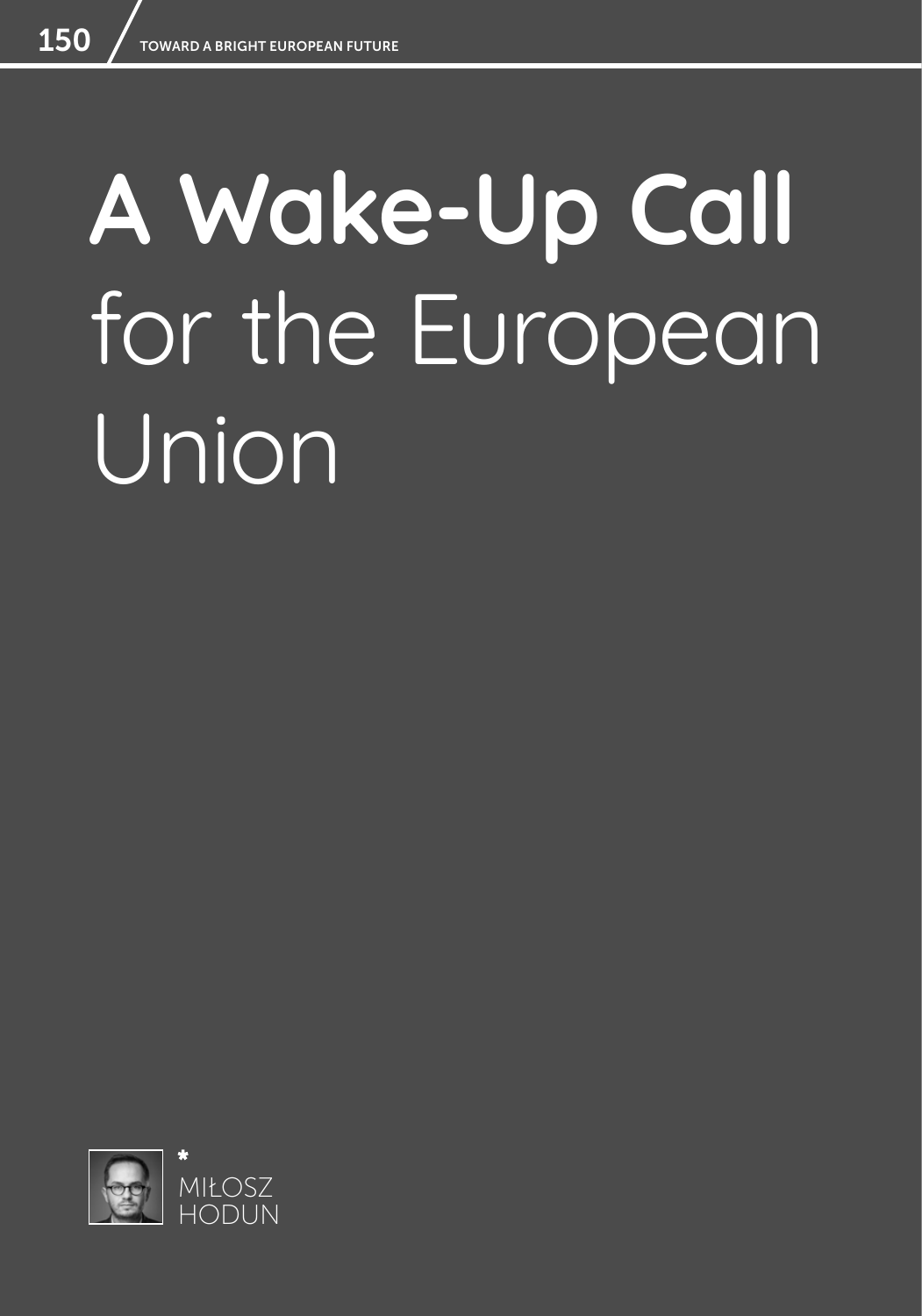# A Wake-Up Call for the European Union

MIŁOSZ HODUN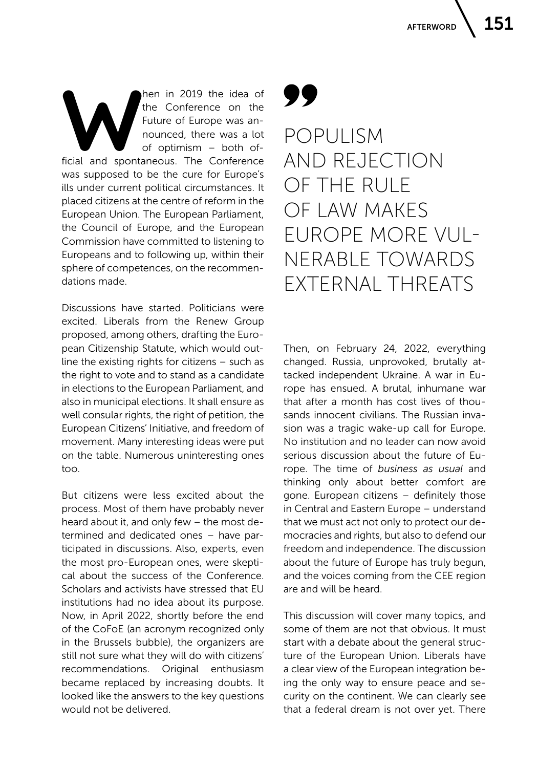When in 2019 the idea of the Conference on the Future of Europe was announced, there was a lot of optimism – both official and spontaneous. The Conference was supposed to be the cure for Europe's ills under current political circumstances. It placed citizens at the centre of reform in the European Union. The European Parliament, the Council of Europe, and the European Commission have committed to listening to Europeans and to following up, within their sphere of competences, on the recommendations made.

Discussions have started. Politicians were excited. Liberals from the Renew Group proposed, among others, drafting the European Citizenship Statute, which would outline the existing rights for citizens – such as the right to vote and to stand as a candidate in elections to the European Parliament, and also in municipal elections. It shall ensure as well consular rights, the right of petition, the European Citizens' Initiative, and freedom of movement. Many interesting ideas were put on the table. Numerous uninteresting ones too.

But citizens were less excited about the process. Most of them have probably never heard about it, and only few – the most determined and dedicated ones – have participated in discussions. Also, experts, even the most pro-European ones, were skeptical about the success of the Conference. Scholars and activists have stressed that EU institutions had no idea about its purpose. Now, in April 2022, shortly before the end of the CoFoE (an acronym recognized only in the Brussels bubble), the organizers are still not sure what they will do with citizens' recommendations. Original enthusiasm became replaced by increasing doubts. It looked like the answers to the key questions would not be delivered.

> POPULISM AND REJECTION OF THE RULE OF LAW MAKES EUROPE MORE VULNERABLE TOWARDS EXTERNAL THREATS

Then, on February 24, 2022, everything changed. Russia, unprovoked, brutally attacked independent Ukraine. A war in Europe has ensued. A brutal, inhumane war that after a month has cost lives of thousands innocent civilians. The Russian invasion was a tragic wake-up call for Europe. No institution and no leader can now avoid serious discussion about the future of Europe. The time of *business as usual* and thinking only about better comfort are gone. European citizens – definitely those in Central and Eastern Europe – understand that we must act not only to protect our democracies and rights, but also to defend our freedom and independence. The discussion about the future of Europe has truly begun, and the voices coming from the CEE region are and will be heard.

This discussion will cover many topics, and some of them are not that obvious. It must start with a debate about the general structure of the European Union. Liberals have a clear view of the European integration being the only way to ensure peace and security on the continent. We can clearly see that a federal dream is not over yet. There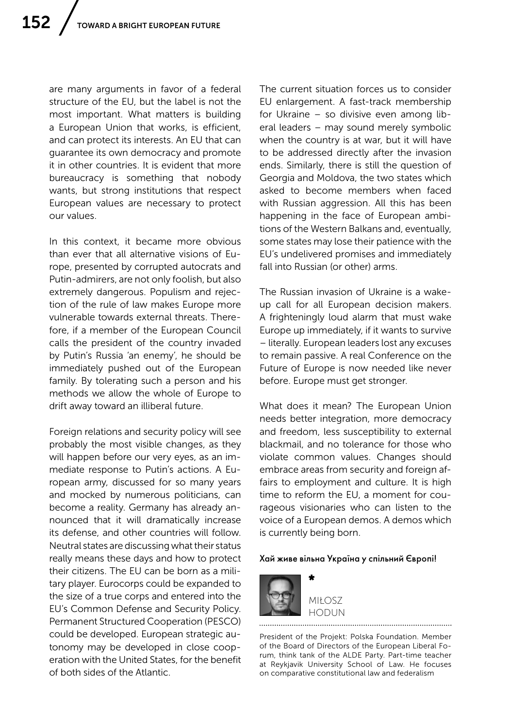are many arguments in favor of a federal structure of the EU, but the label is not the most important. What matters is building a European Union that works, is efficient, and can protect its interests. An EU that can guarantee its own democracy and promote it in other countries. It is evident that more bureaucracy is something that nobody wants, but strong institutions that respect European values are necessary to protect our values.

In this context, it became more obvious than ever that all alternative visions of Europe, presented by corrupted autocrats and Putin-admirers, are not only foolish, but also extremely dangerous. Populism and rejection of the rule of law makes Europe more vulnerable towards external threats. Therefore, if a member of the European Council calls the president of the country invaded by Putin's Russia 'an enemy', he should be immediately pushed out of the European family. By tolerating such a person and his methods we allow the whole of Europe to drift away toward an illiberal future.

Foreign relations and security policy will see probably the most visible changes, as they will happen before our very eyes, as an immediate response to Putin's actions. A European army, discussed for so many years and mocked by numerous politicians, can become a reality. Germany has already announced that it will dramatically increase its defense, and other countries will follow. Neutral states are discussing what their status really means these days and how to protect their citizens. The EU can be born as a military player. Eurocorps could be expanded to the size of a true corps and entered into the EU's Common Defense and Security Policy. Permanent Structured Cooperation (PESCO) could be developed. European strategic autonomy may be developed in close cooperation with the United States, for the benefit of both sides of the Atlantic.

The current situation forces us to consider EU enlargement. A fast-track membership for Ukraine – so divisive even among liberal leaders – may sound merely symbolic when the country is at war, but it will have to be addressed directly after the invasion ends. Similarly, there is still the question of Georgia and Moldova, the two states which asked to become members when faced with Russian aggression. All this has been happening in the face of European ambitions of the Western Balkans and, eventually, some states may lose their patience with the EU's undelivered promises and immediately fall into Russian (or other) arms.

The Russian invasion of Ukraine is a wake-up call for all European decision makers. A frighteningly loud alarm that must wake Europe up immediately, if it wants to survive – literally. European leaders lost any excuses to remain passive. A real Conference on the Future of Europe is now needed like never before. Europe must get stronger.

What does it mean? The European Union needs better integration, more democracy and freedom, less susceptibility to external blackmail, and no tolerance for those who violate common values. Changes should embrace areas from security and foreign affairs to employment and culture. It is high time to reform the EU, a moment for courageous visionaries who can listen to the voice of a European demos. A demos which is currently being born.

**Хай живе вільна Україна у спільний Європі!**

*

MIŁOSZ HODUN

President of the Projekt: Polska Foundation. Member of the Board of Directors of the European Liberal Forum, think tank of the ALDE Party. Part-time teacher at Reykjavik University School of Law. He focuses on comparative constitutional law and federalism